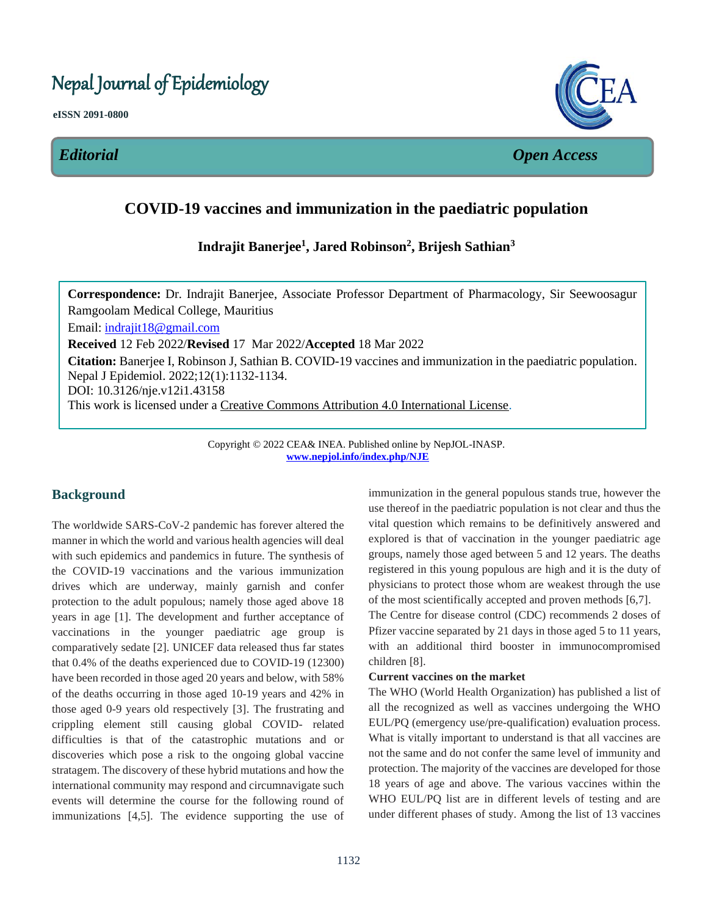# Nepal Journal of Epidemiology

**eISSN 2091-0800**

*Editorial* *Open Access*

## COVID-19 vaccines and immunization in the paediatric population

**Indrajit Banerjee[1], Jared Robinson[2], Brijesh Sathian[3]**

**Correspondence:** Dr. Indrajit Banerjee, Associate Professor Department of Pharmacology, Sir Seewoosagur Ramgoolam Medical College, Mauritius

Email: indrajit18@gmail.com

**Received** 12 Feb 2022/**Revised** 17 Mar 2022/**Accepted** 18 Mar 2022

**Citation:** Banerjee I, Robinson J, Sathian B. COVID-19 vaccines and immunization in the paediatric population. Nepal J Epidemiol. 2022;12(1):1132-1134.

DOI: 10.3126/nje.v12i1.43158

This work is licensed under a Creative Commons Attribution 4.0 International License.

Copyright © 2022 CEA& INEA. Published online by NepJOL-INASP.
www.nepjol.info/index.php/NJE

## Background

The worldwide SARS-CoV-2 pandemic has forever altered the manner in which the world and various health agencies will deal with such epidemics and pandemics in future. The synthesis of the COVID-19 vaccinations and the various immunization drives which are underway, mainly garnish and confer protection to the adult populous; namely those aged above 18 years in age [1]. The development and further acceptance of vaccinations in the younger paediatric age group is comparatively sedate [2]. UNICEF data released thus far states that 0.4% of the deaths experienced due to COVID-19 (12300) have been recorded in those aged 20 years and below, with 58% of the deaths occurring in those aged 10-19 years and 42% in those aged 0-9 years old respectively [3]. The frustrating and crippling element still causing global COVID- related difficulties is that of the catastrophic mutations and or discoveries which pose a risk to the ongoing global vaccine stratagem. The discovery of these hybrid mutations and how the international community may respond and circumnavigate such events will determine the course for the following round of immunizations [4,5]. The evidence supporting the use of immunization in the general populous stands true, however the use thereof in the paediatric population is not clear and thus the vital question which remains to be definitively answered and explored is that of vaccination in the younger paediatric age groups, namely those aged between 5 and 12 years. The deaths registered in this young populous are high and it is the duty of physicians to protect those whom are weakest through the use of the most scientifically accepted and proven methods [6,7].

The Centre for disease control (CDC) recommends 2 doses of Pfizer vaccine separated by 21 days in those aged 5 to 11 years, with an additional third booster in immunocompromised children [8].

**Current vaccines on the market**

The WHO (World Health Organization) has published a list of all the recognized as well as vaccines undergoing the WHO EUL/PQ (emergency use/pre-qualification) evaluation process. What is vitally important to understand is that all vaccines are not the same and do not confer the same level of immunity and protection. The majority of the vaccines are developed for those 18 years of age and above. The various vaccines within the WHO EUL/PQ list are in different levels of testing and are under different phases of study. Among the list of 13 vaccines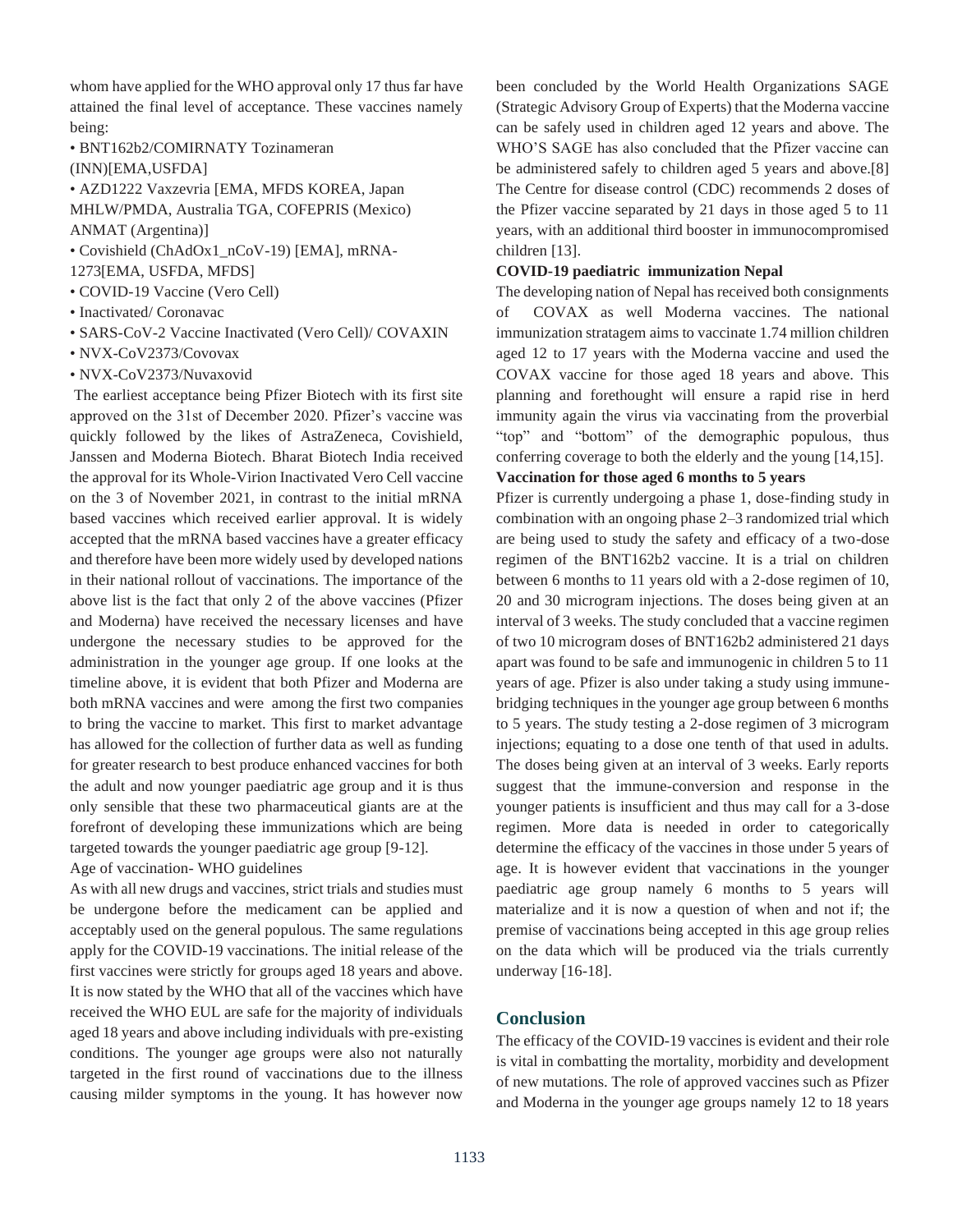whom have applied for the WHO approval only 17 thus far have attained the final level of acceptance. These vaccines namely being:

- BNT162b2/COMIRNATY Tozinameran (INN)[EMA,USFDA]
- AZD1222 Vaxzevria [EMA, MFDS KOREA, Japan MHLW/PMDA, Australia TGA, COFEPRIS (Mexico) ANMAT (Argentina)]
- Covishield (ChAdOx1_nCoV-19) [EMA], mRNA-1273[EMA, USFDA, MFDS]
- COVID-19 Vaccine (Vero Cell)
- Inactivated/ Coronavac
- SARS-CoV-2 Vaccine Inactivated (Vero Cell)/ COVAXIN
- NVX-CoV2373/Covovax
- NVX-CoV2373/Nuvaxovid

The earliest acceptance being Pfizer Biotech with its first site approved on the 31st of December 2020. Pfizer's vaccine was quickly followed by the likes of AstraZeneca, Covishield, Janssen and Moderna Biotech. Bharat Biotech India received the approval for its Whole-Virion Inactivated Vero Cell vaccine on the 3 of November 2021, in contrast to the initial mRNA based vaccines which received earlier approval. It is widely accepted that the mRNA based vaccines have a greater efficacy and therefore have been more widely used by developed nations in their national rollout of vaccinations. The importance of the above list is the fact that only 2 of the above vaccines (Pfizer and Moderna) have received the necessary licenses and have undergone the necessary studies to be approved for the administration in the younger age group. If one looks at the timeline above, it is evident that both Pfizer and Moderna are both mRNA vaccines and were among the first two companies to bring the vaccine to market. This first to market advantage has allowed for the collection of further data as well as funding for greater research to best produce enhanced vaccines for both the adult and now younger paediatric age group and it is thus only sensible that these two pharmaceutical giants are at the forefront of developing these immunizations which are being targeted towards the younger paediatric age group [9-12].

Age of vaccination- WHO guidelines

As with all new drugs and vaccines, strict trials and studies must be undergone before the medicament can be applied and acceptably used on the general populous. The same regulations apply for the COVID-19 vaccinations. The initial release of the first vaccines were strictly for groups aged 18 years and above. It is now stated by the WHO that all of the vaccines which have received the WHO EUL are safe for the majority of individuals aged 18 years and above including individuals with pre-existing conditions. The younger age groups were also not naturally targeted in the first round of vaccinations due to the illness causing milder symptoms in the young. It has however now been concluded by the World Health Organizations SAGE (Strategic Advisory Group of Experts) that the Moderna vaccine can be safely used in children aged 12 years and above. The WHO'S SAGE has also concluded that the Pfizer vaccine can be administered safely to children aged 5 years and above.[8] The Centre for disease control (CDC) recommends 2 doses of the Pfizer vaccine separated by 21 days in those aged 5 to 11 years, with an additional third booster in immunocompromised children [13].

**COVID-19 paediatric immunization Nepal**

The developing nation of Nepal has received both consignments of COVAX as well Moderna vaccines. The national immunization stratagem aims to vaccinate 1.74 million children aged 12 to 17 years with the Moderna vaccine and used the COVAX vaccine for those aged 18 years and above. This planning and forethought will ensure a rapid rise in herd immunity again the virus via vaccinating from the proverbial "top" and "bottom" of the demographic populous, thus conferring coverage to both the elderly and the young [14,15].

**Vaccination for those aged 6 months to 5 years**

Pfizer is currently undergoing a phase 1, dose-finding study in combination with an ongoing phase 2–3 randomized trial which are being used to study the safety and efficacy of a two-dose regimen of the BNT162b2 vaccine. It is a trial on children between 6 months to 11 years old with a 2-dose regimen of 10, 20 and 30 microgram injections. The doses being given at an interval of 3 weeks. The study concluded that a vaccine regimen of two 10 microgram doses of BNT162b2 administered 21 days apart was found to be safe and immunogenic in children 5 to 11 years of age. Pfizer is also under taking a study using immune-bridging techniques in the younger age group between 6 months to 5 years. The study testing a 2-dose regimen of 3 microgram injections; equating to a dose one tenth of that used in adults. The doses being given at an interval of 3 weeks. Early reports suggest that the immune-conversion and response in the younger patients is insufficient and thus may call for a 3-dose regimen. More data is needed in order to categorically determine the efficacy of the vaccines in those under 5 years of age. It is however evident that vaccinations in the younger paediatric age group namely 6 months to 5 years will materialize and it is now a question of when and not if; the premise of vaccinations being accepted in this age group relies on the data which will be produced via the trials currently underway [16-18].

## Conclusion

The efficacy of the COVID-19 vaccines is evident and their role is vital in combatting the mortality, morbidity and development of new mutations. The role of approved vaccines such as Pfizer and Moderna in the younger age groups namely 12 to 18 years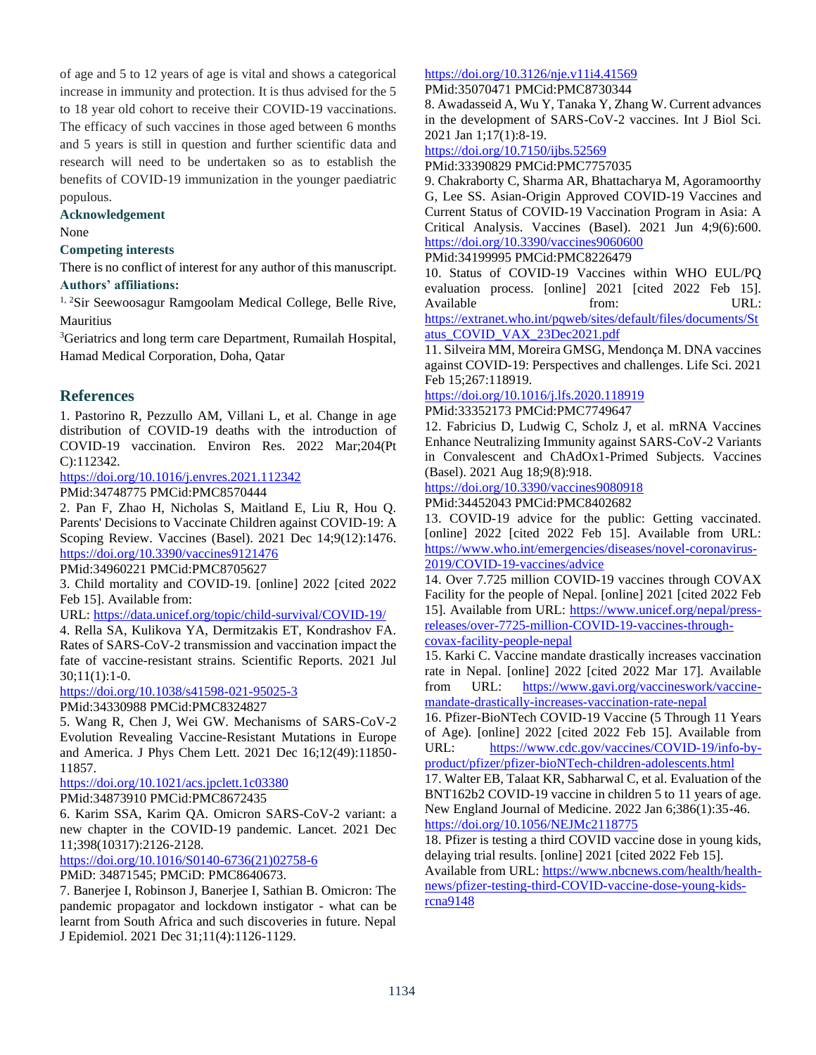of age and 5 to 12 years of age is vital and shows a categorical increase in immunity and protection. It is thus advised for the 5 to 18 year old cohort to receive their COVID-19 vaccinations. The efficacy of such vaccines in those aged between 6 months and 5 years is still in question and further scientific data and research will need to be undertaken so as to establish the benefits of COVID-19 immunization in the younger paediatric populous.

**Acknowledgement**

None

**Competing interests**

There is no conflict of interest for any author of this manuscript.

**Authors' affiliations:**

[1, 2]Sir Seewoosagur Ramgoolam Medical College, Belle Rive, Mauritius

[3]Geriatrics and long term care Department, Rumailah Hospital, Hamad Medical Corporation, Doha, Qatar

## References

1. Pastorino R, Pezzullo AM, Villani L, et al. Change in age distribution of COVID-19 deaths with the introduction of COVID-19 vaccination. Environ Res. 2022 Mar;204(Pt C):112342.
https://doi.org/10.1016/j.envres.2021.112342
PMid:34748775 PMCid:PMC8570444

2. Pan F, Zhao H, Nicholas S, Maitland E, Liu R, Hou Q. Parents' Decisions to Vaccinate Children against COVID-19: A Scoping Review. Vaccines (Basel). 2021 Dec 14;9(12):1476.
https://doi.org/10.3390/vaccines9121476
PMid:34960221 PMCid:PMC8705627

3. Child mortality and COVID-19. [online] 2022 [cited 2022 Feb 15]. Available from:
URL: https://data.unicef.org/topic/child-survival/COVID-19/

4. Rella SA, Kulikova YA, Dermitzakis ET, Kondrashov FA. Rates of SARS-CoV-2 transmission and vaccination impact the fate of vaccine-resistant strains. Scientific Reports. 2021 Jul 30;11(1):1-0.
https://doi.org/10.1038/s41598-021-95025-3
PMid:34330988 PMCid:PMC8324827

5. Wang R, Chen J, Wei GW. Mechanisms of SARS-CoV-2 Evolution Revealing Vaccine-Resistant Mutations in Europe and America. J Phys Chem Lett. 2021 Dec 16;12(49):11850-11857.
https://doi.org/10.1021/acs.jpclett.1c03380
PMid:34873910 PMCid:PMC8672435

6. Karim SSA, Karim QA. Omicron SARS-CoV-2 variant: a new chapter in the COVID-19 pandemic. Lancet. 2021 Dec 11;398(10317):2126-2128.
https://doi.org/10.1016/S0140-6736(21)02758-6
PMiD: 34871545; PMCiD: PMC8640673.

7. Banerjee I, Robinson J, Banerjee I, Sathian B. Omicron: The pandemic propagator and lockdown instigator - what can be learnt from South Africa and such discoveries in future. Nepal J Epidemiol. 2021 Dec 31;11(4):1126-1129.
https://doi.org/10.3126/nje.v11i4.41569
PMid:35070471 PMCid:PMC8730344

8. Awadasseid A, Wu Y, Tanaka Y, Zhang W. Current advances in the development of SARS-CoV-2 vaccines. Int J Biol Sci. 2021 Jan 1;17(1):8-19.
https://doi.org/10.7150/ijbs.52569
PMid:33390829 PMCid:PMC7757035

9. Chakraborty C, Sharma AR, Bhattacharya M, Agoramoorthy G, Lee SS. Asian-Origin Approved COVID-19 Vaccines and Current Status of COVID-19 Vaccination Program in Asia: A Critical Analysis. Vaccines (Basel). 2021 Jun 4;9(6):600.
https://doi.org/10.3390/vaccines9060600
PMid:34199995 PMCid:PMC8226479

10. Status of COVID-19 Vaccines within WHO EUL/PQ evaluation process. [online] 2021 [cited 2022 Feb 15]. Available from: URL:
https://extranet.who.int/pqweb/sites/default/files/documents/Status_COVID_VAX_23Dec2021.pdf

11. Silveira MM, Moreira GMSG, Mendonça M. DNA vaccines against COVID-19: Perspectives and challenges. Life Sci. 2021 Feb 15;267:118919.
https://doi.org/10.1016/j.lfs.2020.118919
PMid:33352173 PMCid:PMC7749647

12. Fabricius D, Ludwig C, Scholz J, et al. mRNA Vaccines Enhance Neutralizing Immunity against SARS-CoV-2 Variants in Convalescent and ChAdOx1-Primed Subjects. Vaccines (Basel). 2021 Aug 18;9(8):918.
https://doi.org/10.3390/vaccines9080918
PMid:34452043 PMCid:PMC8402682

13. COVID-19 advice for the public: Getting vaccinated. [online] 2022 [cited 2022 Feb 15]. Available from URL: https://www.who.int/emergencies/diseases/novel-coronavirus-2019/COVID-19-vaccines/advice

14. Over 7.725 million COVID-19 vaccines through COVAX Facility for the people of Nepal. [online] 2021 [cited 2022 Feb 15]. Available from URL: https://www.unicef.org/nepal/press-releases/over-7725-million-COVID-19-vaccines-through-covax-facility-people-nepal

15. Karki C. Vaccine mandate drastically increases vaccination rate in Nepal. [online] 2022 [cited 2022 Mar 17]. Available from URL: https://www.gavi.org/vaccineswork/vaccine-mandate-drastically-increases-vaccination-rate-nepal

16. Pfizer-BioNTech COVID-19 Vaccine (5 Through 11 Years of Age). [online] 2022 [cited 2022 Feb 15]. Available from URL: https://www.cdc.gov/vaccines/COVID-19/info-by-product/pfizer/pfizer-bioNTech-children-adolescents.html

17. Walter EB, Talaat KR, Sabharwal C, et al. Evaluation of the BNT162b2 COVID-19 vaccine in children 5 to 11 years of age. New England Journal of Medicine. 2022 Jan 6;386(1):35-46.
https://doi.org/10.1056/NEJMc2118775

18. Pfizer is testing a third COVID vaccine dose in young kids, delaying trial results. [online] 2021 [cited 2022 Feb 15]. Available from URL: https://www.nbcnews.com/health/health-news/pfizer-testing-third-COVID-vaccine-dose-young-kids-rcna9148